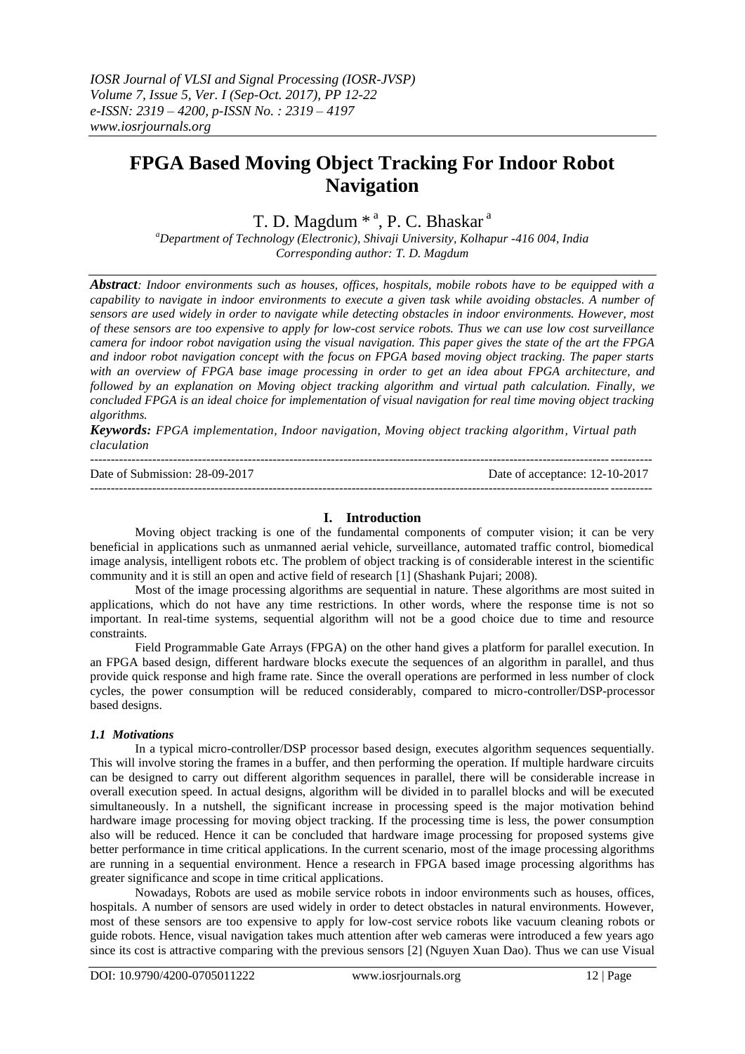# FPGA Based Moving Object Tracking For Indoor Robot Navigation

T. D. Magdum * [a], P. C. Bhaskar [a]

[a]Department of Technology (Electronic), Shivaji University, Kolhapur -416 004, India
Corresponding author: T. D. Magdum

***Abstract**: Indoor environments such as houses, offices, hospitals, mobile robots have to be equipped with a capability to navigate in indoor environments to execute a given task while avoiding obstacles. A number of sensors are used widely in order to navigate while detecting obstacles in indoor environments. However, most of these sensors are too expensive to apply for low-cost service robots. Thus we can use low cost surveillance camera for indoor robot navigation using the visual navigation. This paper gives the state of the art the FPGA and indoor robot navigation concept with the focus on FPGA based moving object tracking. The paper starts with an overview of FPGA base image processing in order to get an idea about FPGA architecture, and followed by an explanation on Moving object tracking algorithm and virtual path calculation. Finally, we concluded FPGA is an ideal choice for implementation of visual navigation for real time moving object tracking algorithms.*

***Keywords:** FPGA implementation, Indoor navigation, Moving object tracking algorithm, Virtual path claculation*

---

Date of Submission: 28-09-2017 Date of acceptance: 12-10-2017

---

## I. Introduction

Moving object tracking is one of the fundamental components of computer vision; it can be very beneficial in applications such as unmanned aerial vehicle, surveillance, automated traffic control, biomedical image analysis, intelligent robots etc. The problem of object tracking is of considerable interest in the scientific community and it is still an open and active field of research [1] (Shashank Pujari; 2008).

Most of the image processing algorithms are sequential in nature. These algorithms are most suited in applications, which do not have any time restrictions. In other words, where the response time is not so important. In real-time systems, sequential algorithm will not be a good choice due to time and resource constraints.

Field Programmable Gate Arrays (FPGA) on the other hand gives a platform for parallel execution. In an FPGA based design, different hardware blocks execute the sequences of an algorithm in parallel, and thus provide quick response and high frame rate. Since the overall operations are performed in less number of clock cycles, the power consumption will be reduced considerably, compared to micro-controller/DSP-processor based designs.

### *1.1 Motivations*

In a typical micro-controller/DSP processor based design, executes algorithm sequences sequentially. This will involve storing the frames in a buffer, and then performing the operation. If multiple hardware circuits can be designed to carry out different algorithm sequences in parallel, there will be considerable increase in overall execution speed. In actual designs, algorithm will be divided in to parallel blocks and will be executed simultaneously. In a nutshell, the significant increase in processing speed is the major motivation behind hardware image processing for moving object tracking. If the processing time is less, the power consumption also will be reduced. Hence it can be concluded that hardware image processing for proposed systems give better performance in time critical applications. In the current scenario, most of the image processing algorithms are running in a sequential environment. Hence a research in FPGA based image processing algorithms has greater significance and scope in time critical applications.

Nowadays, Robots are used as mobile service robots in indoor environments such as houses, offices, hospitals. A number of sensors are used widely in order to detect obstacles in natural environments. However, most of these sensors are too expensive to apply for low-cost service robots like vacuum cleaning robots or guide robots. Hence, visual navigation takes much attention after web cameras were introduced a few years ago since its cost is attractive comparing with the previous sensors [2] (Nguyen Xuan Dao). Thus we can use Visual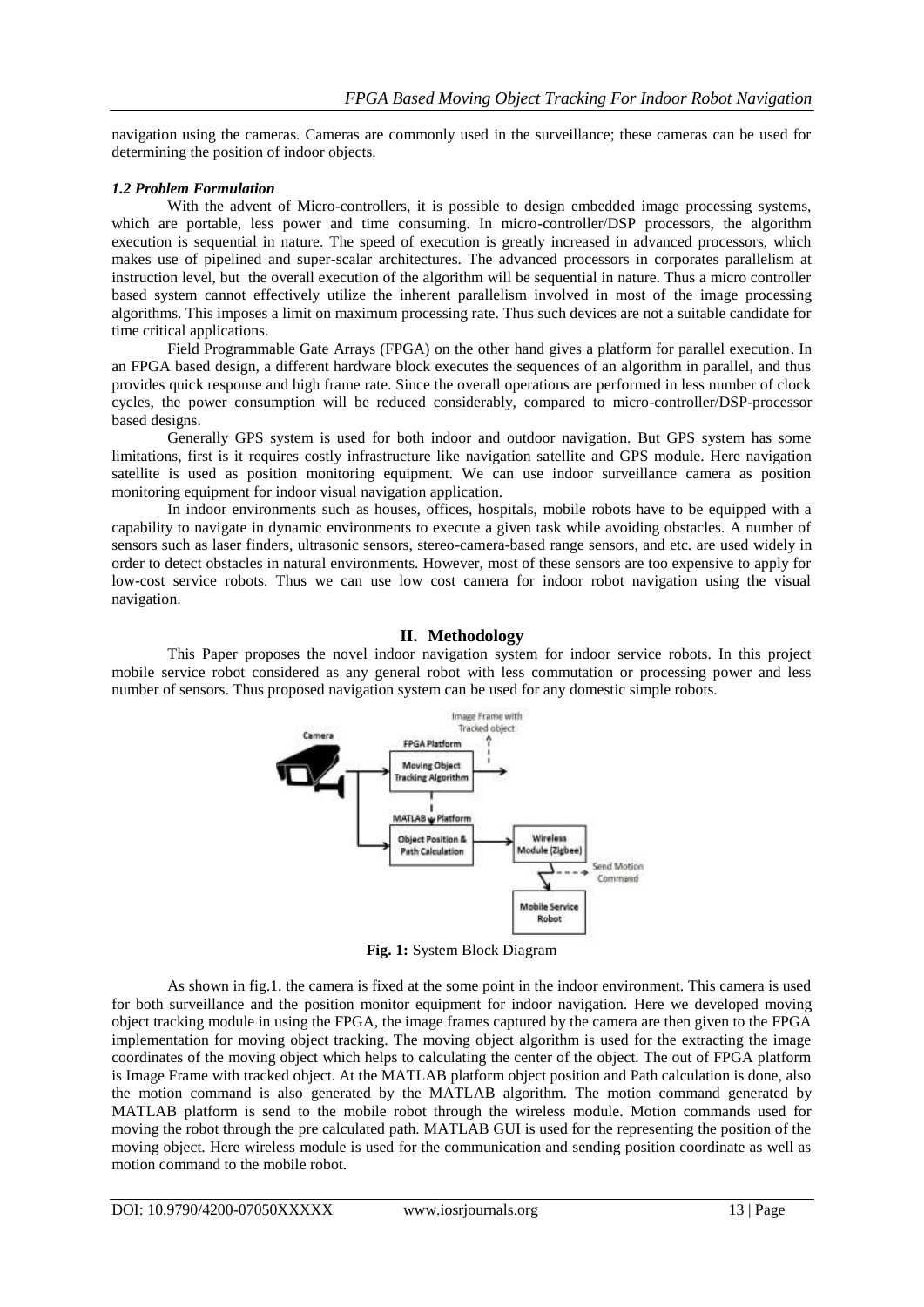navigation using the cameras. Cameras are commonly used in the surveillance; these cameras can be used for determining the position of indoor objects.

### *1.2 Problem Formulation*

With the advent of Micro-controllers, it is possible to design embedded image processing systems, which are portable, less power and time consuming. In micro-controller/DSP processors, the algorithm execution is sequential in nature. The speed of execution is greatly increased in advanced processors, which makes use of pipelined and super-scalar architectures. The advanced processors in corporates parallelism at instruction level, but the overall execution of the algorithm will be sequential in nature. Thus a micro controller based system cannot effectively utilize the inherent parallelism involved in most of the image processing algorithms. This imposes a limit on maximum processing rate. Thus such devices are not a suitable candidate for time critical applications.

Field Programmable Gate Arrays (FPGA) on the other hand gives a platform for parallel execution. In an FPGA based design, a different hardware block executes the sequences of an algorithm in parallel, and thus provides quick response and high frame rate. Since the overall operations are performed in less number of clock cycles, the power consumption will be reduced considerably, compared to micro-controller/DSP-processor based designs.

Generally GPS system is used for both indoor and outdoor navigation. But GPS system has some limitations, first is it requires costly infrastructure like navigation satellite and GPS module. Here navigation satellite is used as position monitoring equipment. We can use indoor surveillance camera as position monitoring equipment for indoor visual navigation application.

In indoor environments such as houses, offices, hospitals, mobile robots have to be equipped with a capability to navigate in dynamic environments to execute a given task while avoiding obstacles. A number of sensors such as laser finders, ultrasonic sensors, stereo-camera-based range sensors, and etc. are used widely in order to detect obstacles in natural environments. However, most of these sensors are too expensive to apply for low-cost service robots. Thus we can use low cost camera for indoor robot navigation using the visual navigation.

## II. Methodology

This Paper proposes the novel indoor navigation system for indoor service robots. In this project mobile service robot considered as any general robot with less commutation or processing power and less number of sensors. Thus proposed navigation system can be used for any domestic simple robots.

**Fig. 1:** System Block Diagram

As shown in fig.1. the camera is fixed at the some point in the indoor environment. This camera is used for both surveillance and the position monitor equipment for indoor navigation. Here we developed moving object tracking module in using the FPGA, the image frames captured by the camera are then given to the FPGA implementation for moving object tracking. The moving object algorithm is used for the extracting the image coordinates of the moving object which helps to calculating the center of the object. The out of FPGA platform is Image Frame with tracked object. At the MATLAB platform object position and Path calculation is done, also the motion command is also generated by the MATLAB algorithm. The motion command generated by MATLAB platform is send to the mobile robot through the wireless module. Motion commands used for moving the robot through the pre calculated path. MATLAB GUI is used for the representing the position of the moving object. Here wireless module is used for the communication and sending position coordinate as well as motion command to the mobile robot.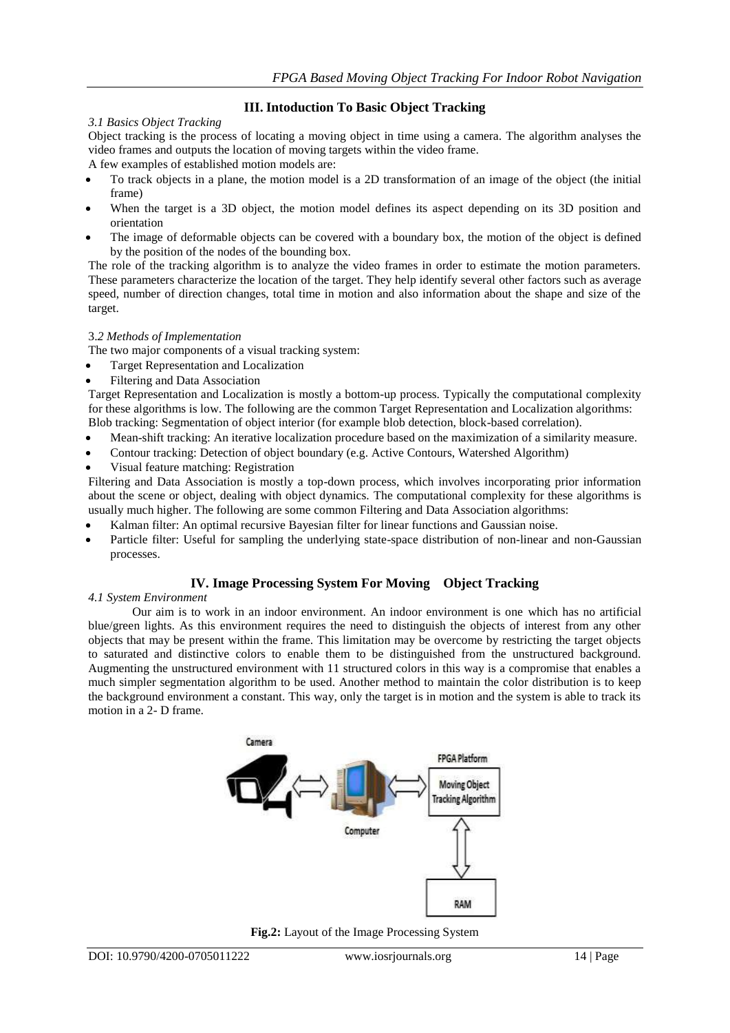## III. Intoduction To Basic Object Tracking

### *3.1 Basics Object Tracking*

Object tracking is the process of locating a moving object in time using a camera. The algorithm analyses the video frames and outputs the location of moving targets within the video frame.

A few examples of established motion models are:

- To track objects in a plane, the motion model is a 2D transformation of an image of the object (the initial frame)
- When the target is a 3D object, the motion model defines its aspect depending on its 3D position and orientation
- The image of deformable objects can be covered with a boundary box, the motion of the object is defined by the position of the nodes of the bounding box.

The role of the tracking algorithm is to analyze the video frames in order to estimate the motion parameters. These parameters characterize the location of the target. They help identify several other factors such as average speed, number of direction changes, total time in motion and also information about the shape and size of the target.

### 3.*2 Methods of Implementation*

The two major components of a visual tracking system:

- Target Representation and Localization
- Filtering and Data Association

Target Representation and Localization is mostly a bottom-up process. Typically the computational complexity for these algorithms is low. The following are the common Target Representation and Localization algorithms:

Blob tracking: Segmentation of object interior (for example blob detection, block-based correlation).

- Mean-shift tracking: An iterative localization procedure based on the maximization of a similarity measure.
- Contour tracking: Detection of object boundary (e.g. Active Contours, Watershed Algorithm)
- Visual feature matching: Registration

Filtering and Data Association is mostly a top-down process, which involves incorporating prior information about the scene or object, dealing with object dynamics. The computational complexity for these algorithms is usually much higher. The following are some common Filtering and Data Association algorithms:

- Kalman filter: An optimal recursive Bayesian filter for linear functions and Gaussian noise.
- Particle filter: Useful for sampling the underlying state-space distribution of non-linear and non-Gaussian processes.

## IV. Image Processing System For Moving Object Tracking

### *4.1 System Environment*

Our aim is to work in an indoor environment. An indoor environment is one which has no artificial blue/green lights. As this environment requires the need to distinguish the objects of interest from any other objects that may be present within the frame. This limitation may be overcome by restricting the target objects to saturated and distinctive colors to enable them to be distinguished from the unstructured background. Augmenting the unstructured environment with 11 structured colors in this way is a compromise that enables a much simpler segmentation algorithm to be used. Another method to maintain the color distribution is to keep the background environment a constant. This way, only the target is in motion and the system is able to track its motion in a 2- D frame.

**Fig.2:** Layout of the Image Processing System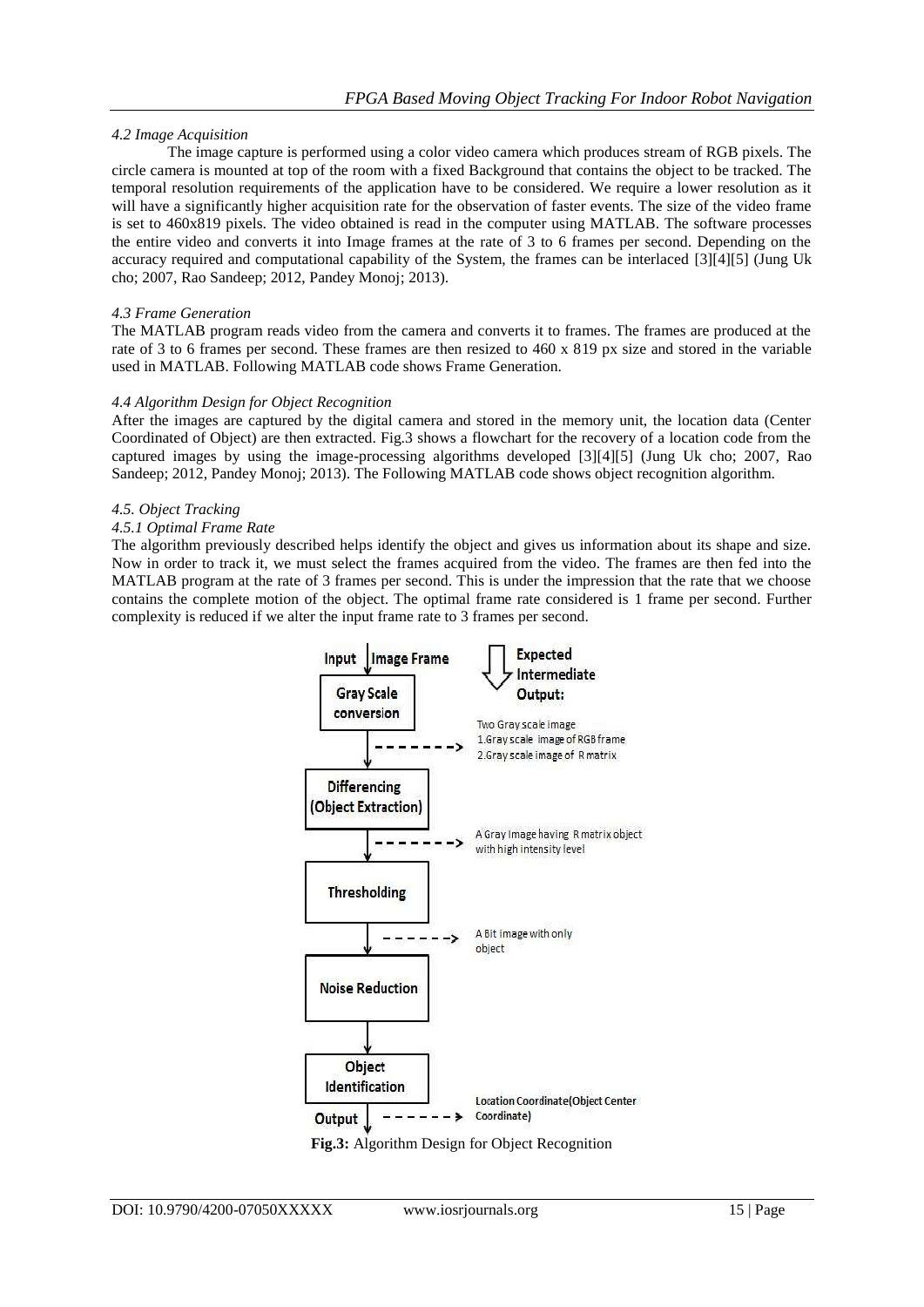#### *4.2 Image Acquisition*

The image capture is performed using a color video camera which produces stream of RGB pixels. The circle camera is mounted at top of the room with a fixed Background that contains the object to be tracked. The temporal resolution requirements of the application have to be considered. We require a lower resolution as it will have a significantly higher acquisition rate for the observation of faster events. The size of the video frame is set to 460x819 pixels. The video obtained is read in the computer using MATLAB. The software processes the entire video and converts it into Image frames at the rate of 3 to 6 frames per second. Depending on the accuracy required and computational capability of the System, the frames can be interlaced [3][4][5] (Jung Uk cho; 2007, Rao Sandeep; 2012, Pandey Monoj; 2013).

#### *4.3 Frame Generation*

The MATLAB program reads video from the camera and converts it to frames. The frames are produced at the rate of 3 to 6 frames per second. These frames are then resized to 460 x 819 px size and stored in the variable used in MATLAB. Following MATLAB code shows Frame Generation.

#### *4.4 Algorithm Design for Object Recognition*

After the images are captured by the digital camera and stored in the memory unit, the location data (Center Coordinated of Object) are then extracted. Fig.3 shows a flowchart for the recovery of a location code from the captured images by using the image-processing algorithms developed [3][4][5] (Jung Uk cho; 2007, Rao Sandeep; 2012, Pandey Monoj; 2013). The Following MATLAB code shows object recognition algorithm.

#### *4.5. Object Tracking*

##### *4.5.1 Optimal Frame Rate*

The algorithm previously described helps identify the object and gives us information about its shape and size. Now in order to track it, we must select the frames acquired from the video. The frames are then fed into the MATLAB program at the rate of 3 frames per second. This is under the impression that the rate that we choose contains the complete motion of the object. The optimal frame rate considered is 1 frame per second. Further complexity is reduced if we alter the input frame rate to 3 frames per second.

Input: Image Frame → Gray Scale conversion → Differencing (Object Extraction) → Thresholding → Noise Reduction → Object Identification → Output

Expected Intermediate Output:
- After Gray Scale conversion: Two Gray scale image 1.Gray scale image of RGB frame 2.Gray scale image of R matrix
- After Differencing: A Gray Image having R matrix object with high intensity level
- After Thresholding: A Bit image with only object
- Output: Location Coordinate(Object Center Coordinate)

**Fig.3:** Algorithm Design for Object Recognition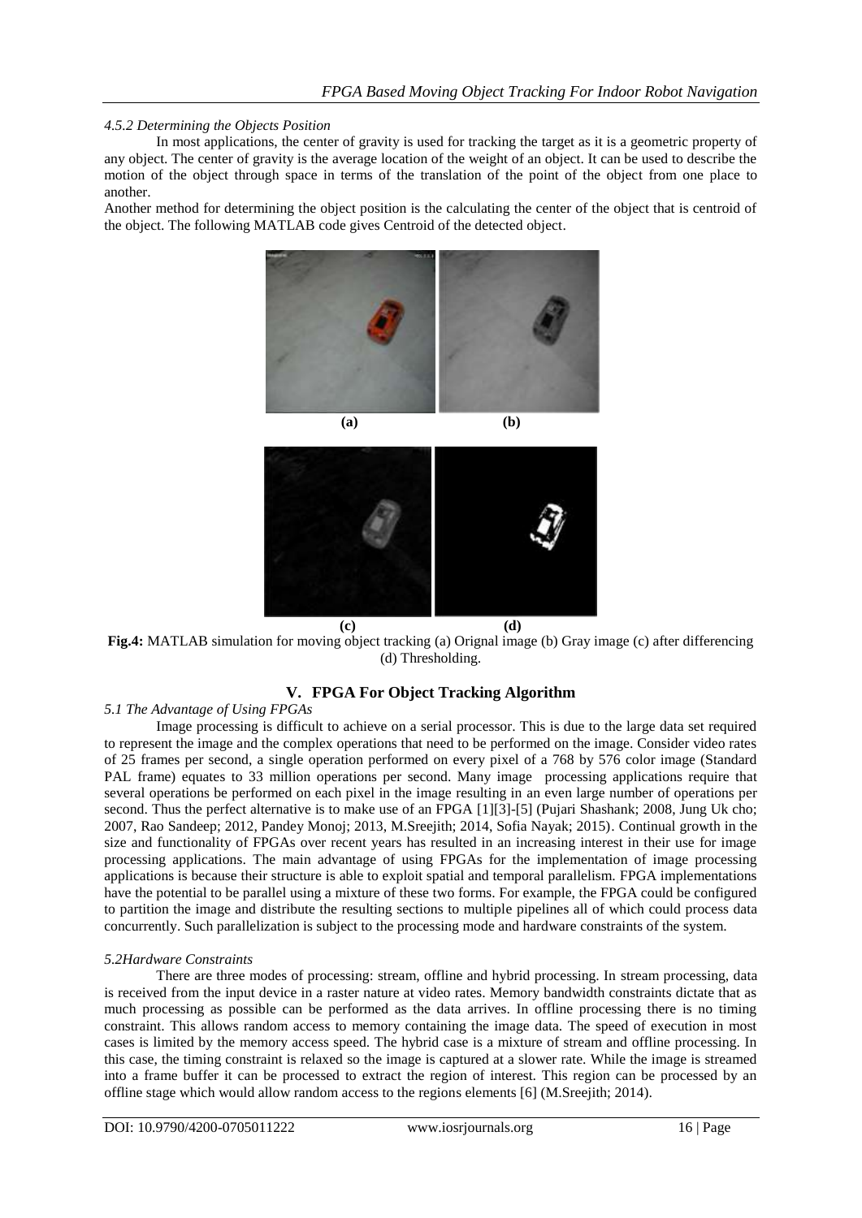#### *4.5.2 Determining the Objects Position*

In most applications, the center of gravity is used for tracking the target as it is a geometric property of any object. The center of gravity is the average location of the weight of an object. It can be used to describe the motion of the object through space in terms of the translation of the point of the object from one place to another.

Another method for determining the object position is the calculating the center of the object that is centroid of the object. The following MATLAB code gives Centroid of the detected object.

(a) (b)

(c) (d)

**Fig.4:** MATLAB simulation for moving object tracking (a) Orignal image (b) Gray image (c) after differencing (d) Thresholding.

## V. FPGA For Object Tracking Algorithm

#### *5.1 The Advantage of Using FPGAs*

Image processing is difficult to achieve on a serial processor. This is due to the large data set required to represent the image and the complex operations that need to be performed on the image. Consider video rates of 25 frames per second, a single operation performed on every pixel of a 768 by 576 color image (Standard PAL frame) equates to 33 million operations per second. Many image processing applications require that several operations be performed on each pixel in the image resulting in an even large number of operations per second. Thus the perfect alternative is to make use of an FPGA [1][3]-[5] (Pujari Shashank; 2008, Jung Uk cho; 2007, Rao Sandeep; 2012, Pandey Monoj; 2013, M.Sreejith; 2014, Sofia Nayak; 2015). Continual growth in the size and functionality of FPGAs over recent years has resulted in an increasing interest in their use for image processing applications. The main advantage of using FPGAs for the implementation of image processing applications is because their structure is able to exploit spatial and temporal parallelism. FPGA implementations have the potential to be parallel using a mixture of these two forms. For example, the FPGA could be configured to partition the image and distribute the resulting sections to multiple pipelines all of which could process data concurrently. Such parallelization is subject to the processing mode and hardware constraints of the system.

#### *5.2Hardware Constraints*

There are three modes of processing: stream, offline and hybrid processing. In stream processing, data is received from the input device in a raster nature at video rates. Memory bandwidth constraints dictate that as much processing as possible can be performed as the data arrives. In offline processing there is no timing constraint. This allows random access to memory containing the image data. The speed of execution in most cases is limited by the memory access speed. The hybrid case is a mixture of stream and offline processing. In this case, the timing constraint is relaxed so the image is captured at a slower rate. While the image is streamed into a frame buffer it can be processed to extract the region of interest. This region can be processed by an offline stage which would allow random access to the regions elements [6] (M.Sreejith; 2014).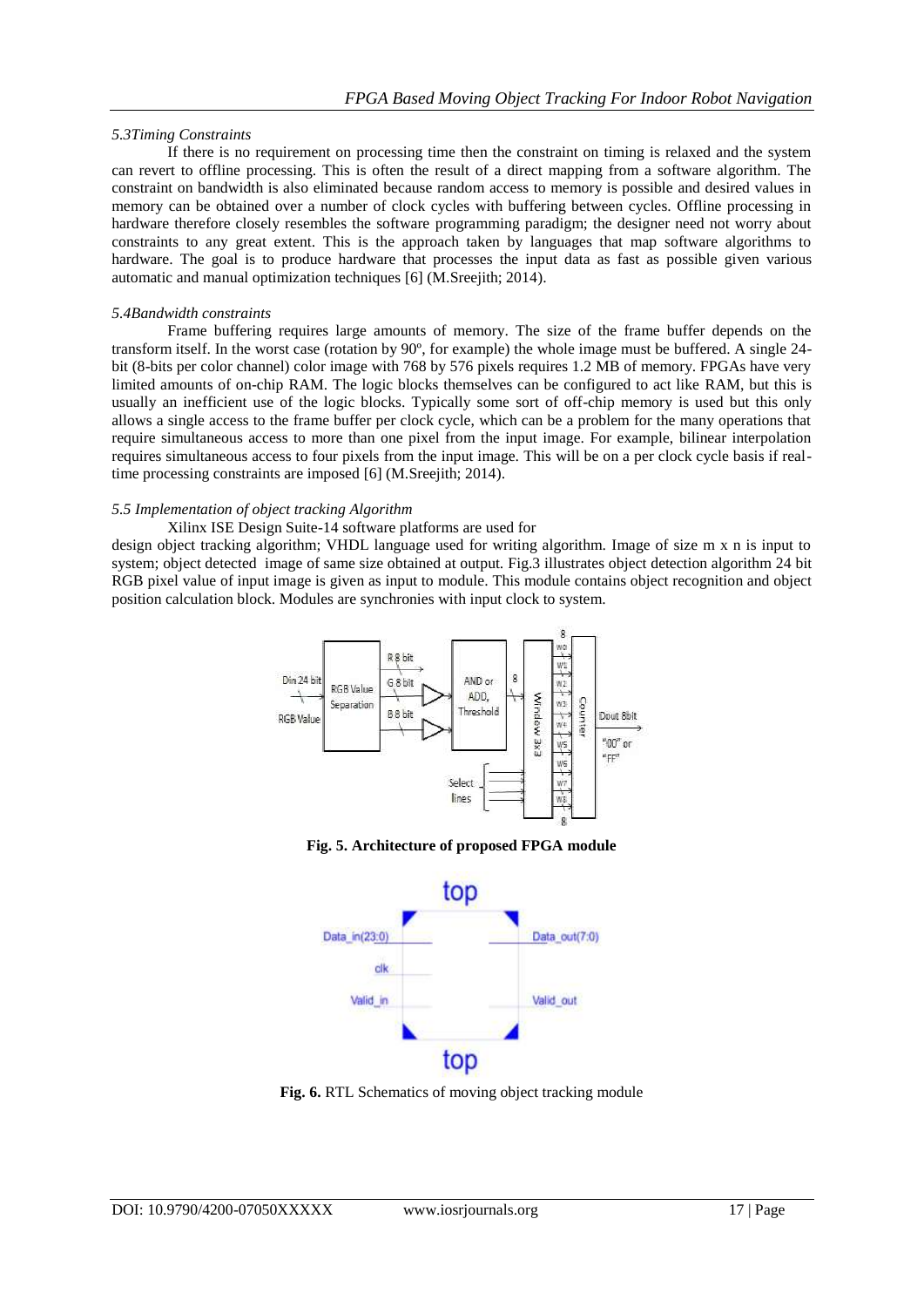### *5.3Timing Constraints*

If there is no requirement on processing time then the constraint on timing is relaxed and the system can revert to offline processing. This is often the result of a direct mapping from a software algorithm. The constraint on bandwidth is also eliminated because random access to memory is possible and desired values in memory can be obtained over a number of clock cycles with buffering between cycles. Offline processing in hardware therefore closely resembles the software programming paradigm; the designer need not worry about constraints to any great extent. This is the approach taken by languages that map software algorithms to hardware. The goal is to produce hardware that processes the input data as fast as possible given various automatic and manual optimization techniques [6] (M.Sreejith; 2014).

### *5.4Bandwidth constraints*

Frame buffering requires large amounts of memory. The size of the frame buffer depends on the transform itself. In the worst case (rotation by 90º, for example) the whole image must be buffered. A single 24-bit (8-bits per color channel) color image with 768 by 576 pixels requires 1.2 MB of memory. FPGAs have very limited amounts of on-chip RAM. The logic blocks themselves can be configured to act like RAM, but this is usually an inefficient use of the logic blocks. Typically some sort of off-chip memory is used but this only allows a single access to the frame buffer per clock cycle, which can be a problem for the many operations that require simultaneous access to more than one pixel from the input image. For example, bilinear interpolation requires simultaneous access to four pixels from the input image. This will be on a per clock cycle basis if real-time processing constraints are imposed [6] (M.Sreejith; 2014).

### *5.5 Implementation of object tracking Algorithm*

Xilinx ISE Design Suite-14 software platforms are used for design object tracking algorithm; VHDL language used for writing algorithm. Image of size m x n is input to system; object detected image of same size obtained at output. Fig.3 illustrates object detection algorithm 24 bit RGB pixel value of input image is given as input to module. This module contains object recognition and object position calculation block. Modules are synchronies with input clock to system.

**Fig. 5. Architecture of proposed FPGA module**

**Fig. 6.** RTL Schematics of moving object tracking module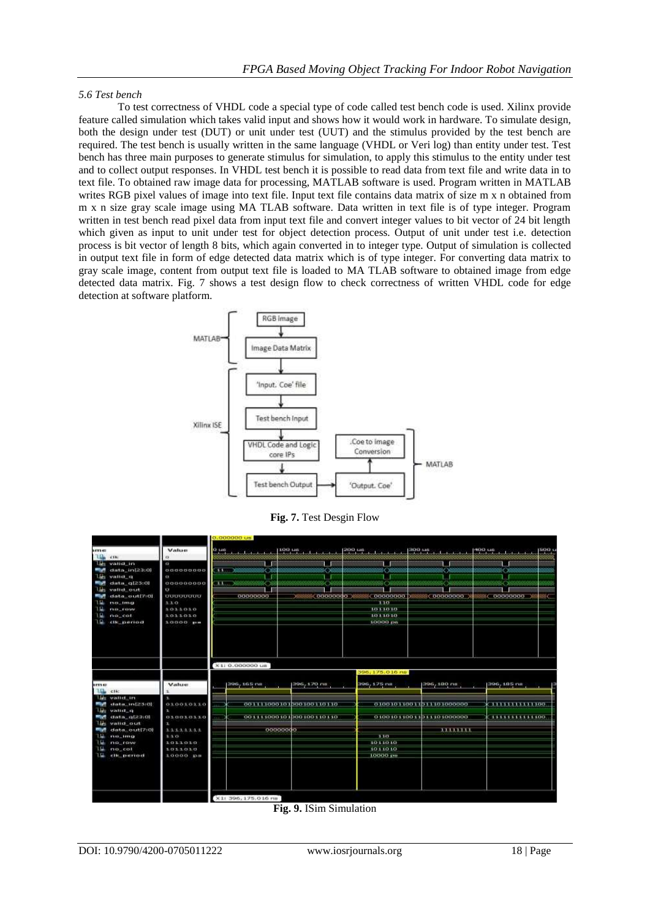### *5.6 Test bench*

To test correctness of VHDL code a special type of code called test bench code is used. Xilinx provide feature called simulation which takes valid input and shows how it would work in hardware. To simulate design, both the design under test (DUT) or unit under test (UUT) and the stimulus provided by the test bench are required. The test bench is usually written in the same language (VHDL or Veri log) than entity under test. Test bench has three main purposes to generate stimulus for simulation, to apply this stimulus to the entity under test and to collect output responses. In VHDL test bench it is possible to read data from text file and write data in to text file. To obtained raw image data for processing, MATLAB software is used. Program written in MATLAB writes RGB pixel values of image into text file. Input text file contains data matrix of size m x n obtained from m x n size gray scale image using MA TLAB software. Data written in text file is of type integer. Program written in test bench read pixel data from input text file and convert integer values to bit vector of 24 bit length which given as input to unit under test for object detection process. Output of unit under test i.e. detection process is bit vector of length 8 bits, which again converted in to integer type. Output of simulation is collected in output text file in form of edge detected data matrix which is of type integer. For converting data matrix to gray scale image, content from output text file is loaded to MA TLAB software to obtained image from edge detected data matrix. Fig. 7 shows a test design flow to check correctness of written VHDL code for edge detection at software platform.

**Fig. 7.** Test Desgin Flow

**Fig. 9.** ISim Simulation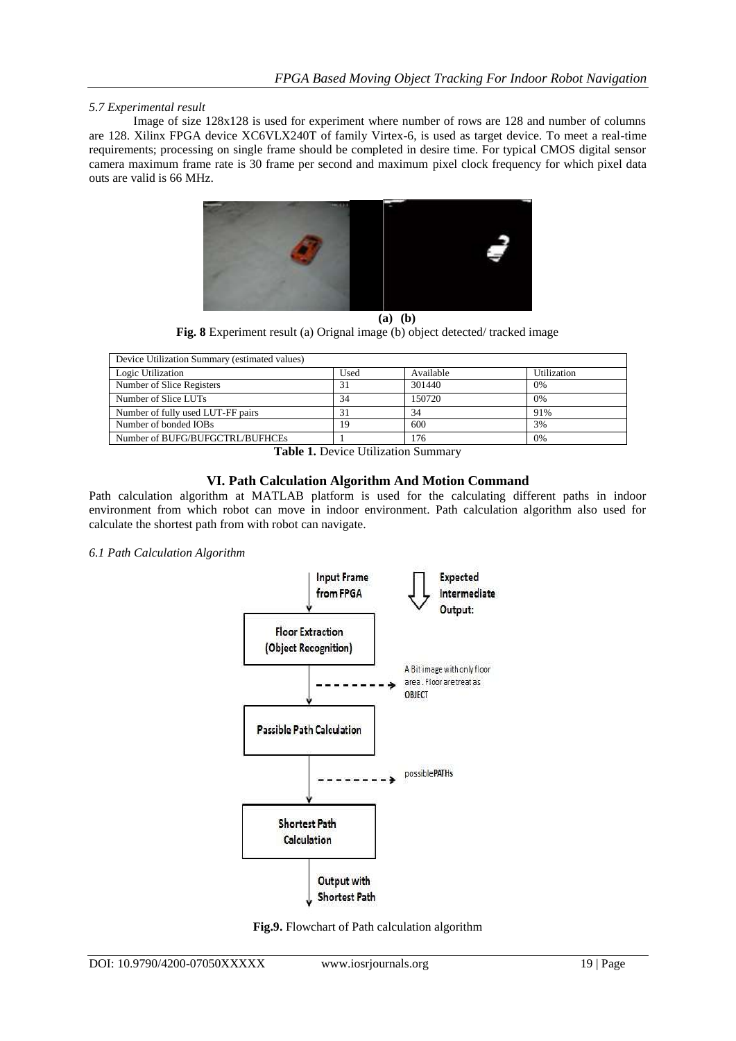*5.7 Experimental result*

Image of size 128x128 is used for experiment where number of rows are 128 and number of columns are 128. Xilinx FPGA device XC6VLX240T of family Virtex-6, is used as target device. To meet a real-time requirements; processing on single frame should be completed in desire time. For typical CMOS digital sensor camera maximum frame rate is 30 frame per second and maximum pixel clock frequency for which pixel data outs are valid is 66 MHz.

**(a) (b)**

**Fig. 8** Experiment result (a) Orignal image (b) object detected/ tracked image

| Device Utilization Summary (estimated values) | | | |
|---|---|---|---|
| Logic Utilization | Used | Available | Utilization |
| Number of Slice Registers | 31 | 301440 | 0% |
| Number of Slice LUTs | 34 | 150720 | 0% |
| Number of fully used LUT-FF pairs | 31 | 34 | 91% |
| Number of bonded IOBs | 19 | 600 | 3% |
| Number of BUFG/BUFGCTRL/BUFHCEs | 1 | 176 | 0% |

**Table 1.** Device Utilization Summary

## VI. Path Calculation Algorithm And Motion Command

Path calculation algorithm at MATLAB platform is used for the calculating different paths in indoor environment from which robot can move in indoor environment. Path calculation algorithm also used for calculate the shortest path from with robot can navigate.

*6.1 Path Calculation Algorithm*

**Fig.9.** Flowchart of Path calculation algorithm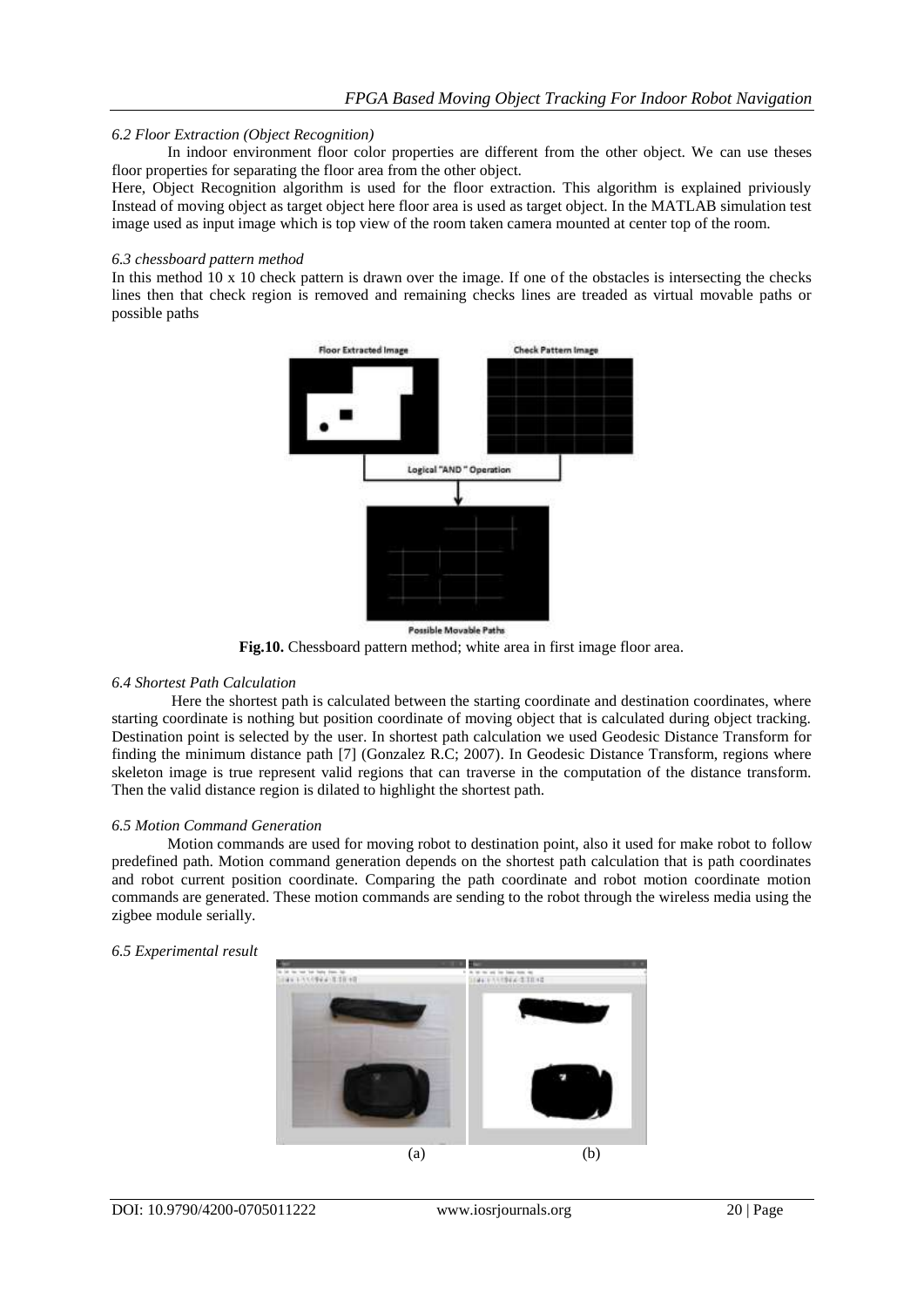### *6.2 Floor Extraction (Object Recognition)*

In indoor environment floor color properties are different from the other object. We can use theses floor properties for separating the floor area from the other object.

Here, Object Recognition algorithm is used for the floor extraction. This algorithm is explained priviously Instead of moving object as target object here floor area is used as target object. In the MATLAB simulation test image used as input image which is top view of the room taken camera mounted at center top of the room.

### *6.3 chessboard pattern method*

In this method 10 x 10 check pattern is drawn over the image. If one of the obstacles is intersecting the checks lines then that check region is removed and remaining checks lines are treaded as virtual movable paths or possible paths

**Fig.10.** Chessboard pattern method; white area in first image floor area.

### *6.4 Shortest Path Calculation*

Here the shortest path is calculated between the starting coordinate and destination coordinates, where starting coordinate is nothing but position coordinate of moving object that is calculated during object tracking. Destination point is selected by the user. In shortest path calculation we used Geodesic Distance Transform for finding the minimum distance path [7] (Gonzalez R.C; 2007). In Geodesic Distance Transform, regions where skeleton image is true represent valid regions that can traverse in the computation of the distance transform. Then the valid distance region is dilated to highlight the shortest path.

### *6.5 Motion Command Generation*

Motion commands are used for moving robot to destination point, also it used for make robot to follow predefined path. Motion command generation depends on the shortest path calculation that is path coordinates and robot current position coordinate. Comparing the path coordinate and robot motion coordinate motion commands are generated. These motion commands are sending to the robot through the wireless media using the zigbee module serially.

### *6.5 Experimental result*

(a) (b)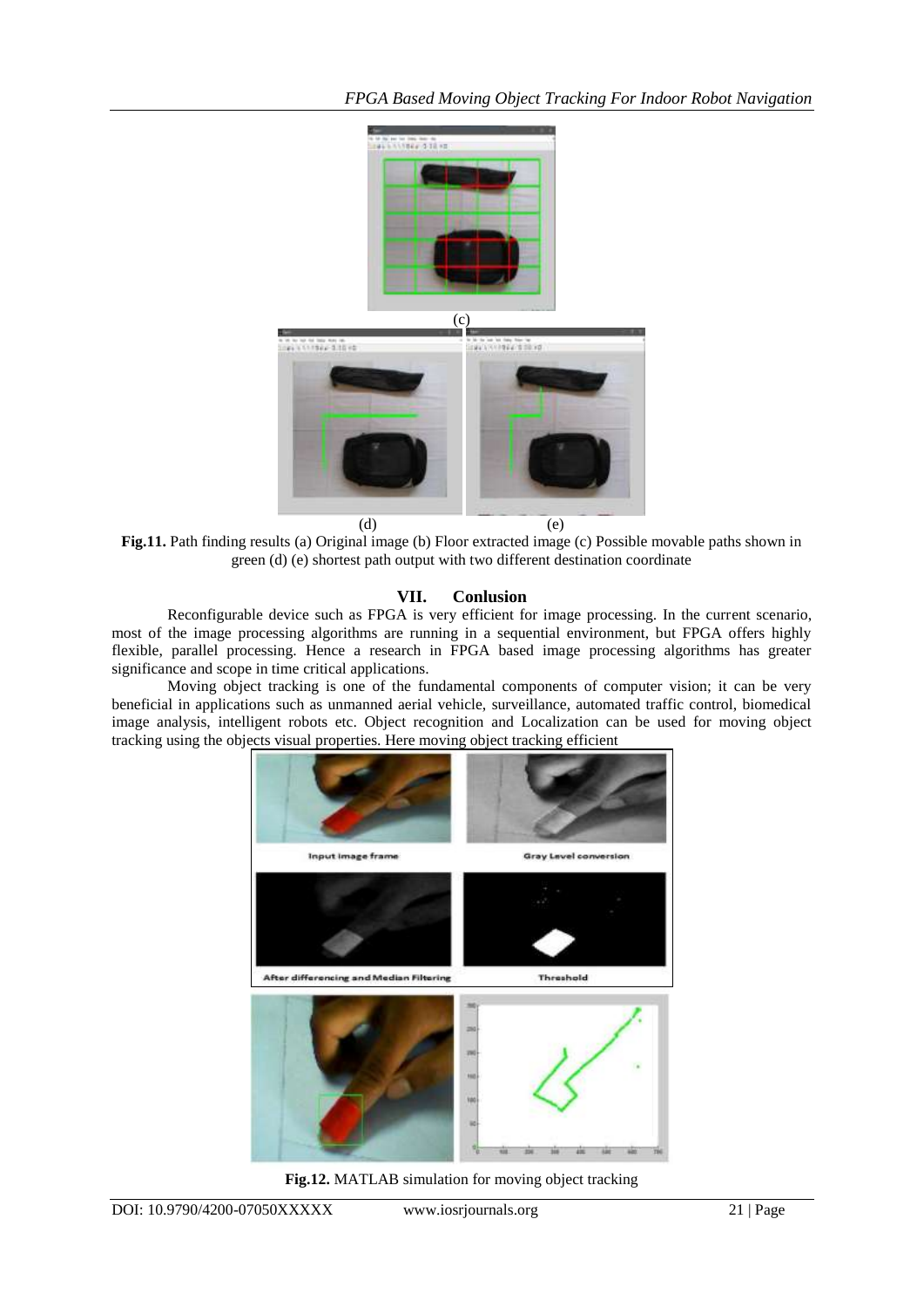(c)

(d) (e)

**Fig.11.** Path finding results (a) Original image (b) Floor extracted image (c) Possible movable paths shown in green (d) (e) shortest path output with two different destination coordinate

## VII. Conlusion

Reconfigurable device such as FPGA is very efficient for image processing. In the current scenario, most of the image processing algorithms are running in a sequential environment, but FPGA offers highly flexible, parallel processing. Hence a research in FPGA based image processing algorithms has greater significance and scope in time critical applications.

Moving object tracking is one of the fundamental components of computer vision; it can be very beneficial in applications such as unmanned aerial vehicle, surveillance, automated traffic control, biomedical image analysis, intelligent robots etc. Object recognition and Localization can be used for moving object tracking using the objects visual properties. Here moving object tracking efficient

**Fig.12.** MATLAB simulation for moving object tracking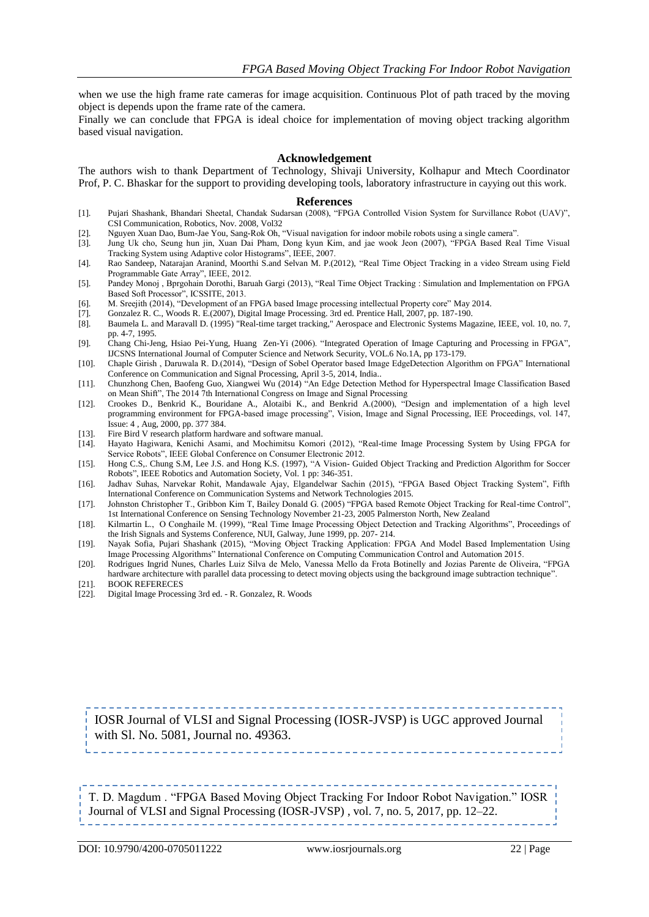when we use the high frame rate cameras for image acquisition. Continuous Plot of path traced by the moving object is depends upon the frame rate of the camera.

Finally we can conclude that FPGA is ideal choice for implementation of moving object tracking algorithm based visual navigation.

## Acknowledgement

The authors wish to thank Department of Technology, Shivaji University, Kolhapur and Mtech Coordinator Prof, P. C. Bhaskar for the support to providing developing tools, laboratory infrastructure in cayying out this work.

## References

[1]. Pujari Shashank, Bhandari Sheetal, Chandak Sudarsan (2008), "FPGA Controlled Vision System for Survillance Robot (UAV)", CSI Communication, Robotics, Nov. 2008, Vol32

[2]. Nguyen Xuan Dao, Bum-Jae You, Sang-Rok Oh, "Visual navigation for indoor mobile robots using a single camera".

[3]. Jung Uk cho, Seung hun jin, Xuan Dai Pham, Dong kyun Kim, and jae wook Jeon (2007), "FPGA Based Real Time Visual Tracking System using Adaptive color Histograms", IEEE, 2007.

[4]. Rao Sandeep, Natarajan Aranind, Moorthi S.and Selvan M. P.(2012), "Real Time Object Tracking in a video Stream using Field Programmable Gate Array", IEEE, 2012.

[5]. Pandey Monoj , Bprgohain Dorothi, Baruah Gargi (2013), "Real Time Object Tracking : Simulation and Implementation on FPGA Based Soft Processor", ICSSITE, 2013.

[6]. M. Sreejith (2014), "Development of an FPGA based Image processing intellectual Property core" May 2014.

[7]. Gonzalez R. C., Woods R. E.(2007), Digital Image Processing. 3rd ed. Prentice Hall, 2007, pp. 187-190.

[8]. Baumela L. and Maravall D. (1995) "Real-time target tracking," Aerospace and Electronic Systems Magazine, IEEE, vol. 10, no. 7, pp. 4-7, 1995.

[9]. Chang Chi-Jeng, Hsiao Pei-Yung, Huang Zen-Yi (2006). "Integrated Operation of Image Capturing and Processing in FPGA", IJCSNS International Journal of Computer Science and Network Security, VOL.6 No.1A, pp 173-179.

[10]. Chaple Girish , Daruwala R. D.(2014), "Design of Sobel Operator based Image EdgeDetection Algorithm on FPGA" International Conference on Communication and Signal Processing, April 3-5, 2014, India..

[11]. Chunzhong Chen, Baofeng Guo, Xiangwei Wu (2014) "An Edge Detection Method for Hyperspectral Image Classification Based on Mean Shift", The 2014 7th International Congress on Image and Signal Processing

[12]. Crookes D., Benkrid K., Bouridane A., Alotaibi K., and Benkrid A.(2000), "Design and implementation of a high level programming environment for FPGA-based image processing", Vision, Image and Signal Processing, IEE Proceedings, vol. 147, Issue: 4 , Aug, 2000, pp. 377 384.

[13]. Fire Bird V research platform hardware and software manual.

[14]. Hayato Hagiwara, Kenichi Asami, and Mochimitsu Komori (2012), "Real-time Image Processing System by Using FPGA for Service Robots", IEEE Global Conference on Consumer Electronic 2012.

[15]. Hong C.S,. Chung S.M, Lee J.S. and Hong K.S. (1997), "A Vision- Guided Object Tracking and Prediction Algorithm for Soccer Robots", IEEE Robotics and Automation Society, Vol. 1 pp: 346-351.

[16]. Jadhav Suhas, Narvekar Rohit, Mandawale Ajay, Elgandelwar Sachin (2015), "FPGA Based Object Tracking System", Fifth International Conference on Communication Systems and Network Technologies 2015.

[17]. Johnston Christopher T., Gribbon Kim T, Bailey Donald G. (2005) "FPGA based Remote Object Tracking for Real-time Control", 1st International Conference on Sensing Technology November 21-23, 2005 Palmerston North, New Zealand

[18]. Kilmartin L., O Conghaile M. (1999), "Real Time Image Processing Object Detection and Tracking Algorithms", Proceedings of the Irish Signals and Systems Conference, NUI, Galway, June 1999, pp. 207- 214.

[19]. Nayak Sofia, Pujari Shashank (2015), "Moving Object Tracking Application: FPGA And Model Based Implementation Using Image Processing Algorithms" International Conference on Computing Communication Control and Automation 2015.

[20]. Rodrigues Ingrid Nunes, Charles Luiz Silva de Melo, Vanessa Mello da Frota Botinelly and Jozias Parente de Oliveira, "FPGA hardware architecture with parallel data processing to detect moving objects using the background image subtraction technique".

[21]. BOOK REFERECES

[22]. Digital Image Processing 3rd ed. - R. Gonzalez, R. Woods

IOSR Journal of VLSI and Signal Processing (IOSR-JVSP) is UGC approved Journal with Sl. No. 5081, Journal no. 49363.

T. D. Magdum . "FPGA Based Moving Object Tracking For Indoor Robot Navigation." IOSR Journal of VLSI and Signal Processing (IOSR-JVSP) , vol. 7, no. 5, 2017, pp. 12–22.